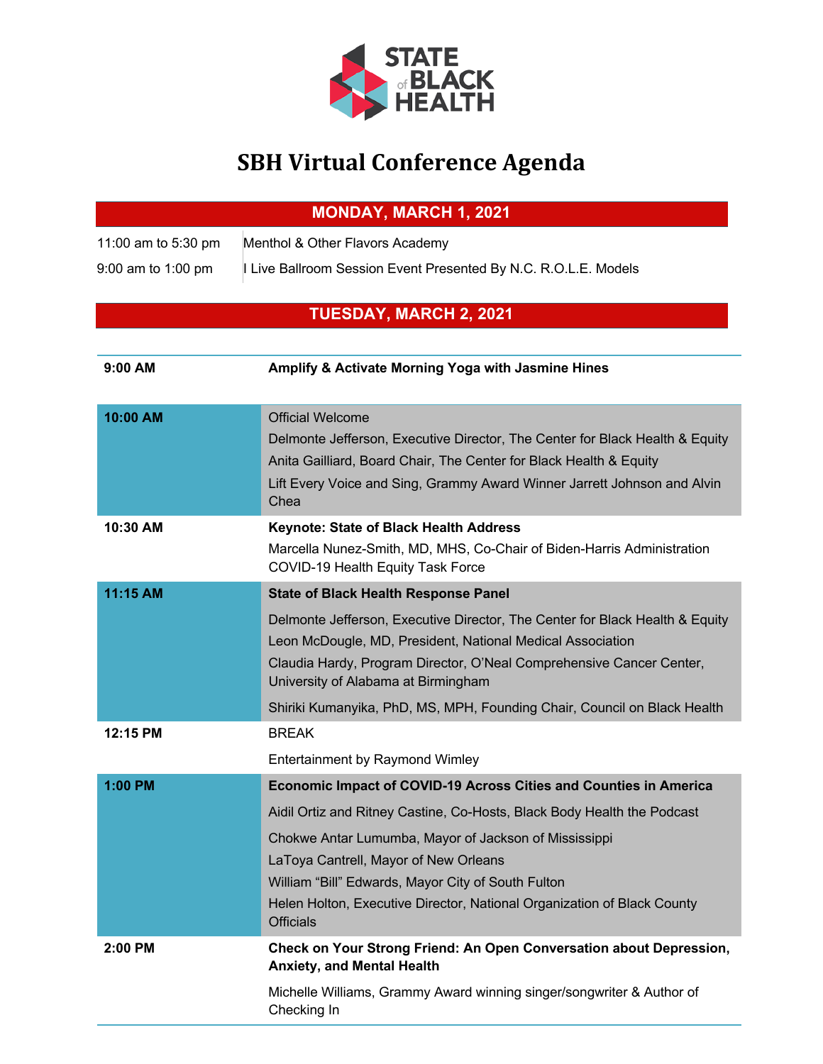# STATE of BLACK HEALTH

# SBH Virtual Conference Agenda

## MONDAY, MARCH 1, 2021

| | |
|---|---|
| 11:00 am to 5:30 pm | Menthol & Other Flavors Academy |
| 9:00 am to 1:00 pm | I Live Ballroom Session Event Presented By N.C. R.O.L.E. Models |

## TUESDAY, MARCH 2, 2021

| | |
|---|---|
| **9:00 AM** | **Amplify & Activate Morning Yoga with Jasmine Hines** |
| **10:00 AM** | Official Welcome<br>Delmonte Jefferson, Executive Director, The Center for Black Health & Equity<br>Anita Gailliard, Board Chair, The Center for Black Health & Equity<br>Lift Every Voice and Sing, Grammy Award Winner Jarrett Johnson and Alvin Chea |
| **10:30 AM** | **Keynote: State of Black Health Address**<br>Marcella Nunez-Smith, MD, MHS, Co-Chair of Biden-Harris Administration COVID-19 Health Equity Task Force |
| **11:15 AM** | **State of Black Health Response Panel**<br>Delmonte Jefferson, Executive Director, The Center for Black Health & Equity<br>Leon McDougle, MD, President, National Medical Association<br>Claudia Hardy, Program Director, O'Neal Comprehensive Cancer Center, University of Alabama at Birmingham<br>Shiriki Kumanyika, PhD, MS, MPH, Founding Chair, Council on Black Health |
| **12:15 PM** | BREAK<br>Entertainment by Raymond Wimley |
| **1:00 PM** | **Economic Impact of COVID-19 Across Cities and Counties in America**<br>Aidil Ortiz and Ritney Castine, Co-Hosts, Black Body Health the Podcast<br>Chokwe Antar Lumumba, Mayor of Jackson of Mississippi<br>LaToya Cantrell, Mayor of New Orleans<br>William "Bill" Edwards, Mayor City of South Fulton<br>Helen Holton, Executive Director, National Organization of Black County Officials |
| **2:00 PM** | **Check on Your Strong Friend: An Open Conversation about Depression, Anxiety, and Mental Health**<br>Michelle Williams, Grammy Award winning singer/songwriter & Author of Checking In |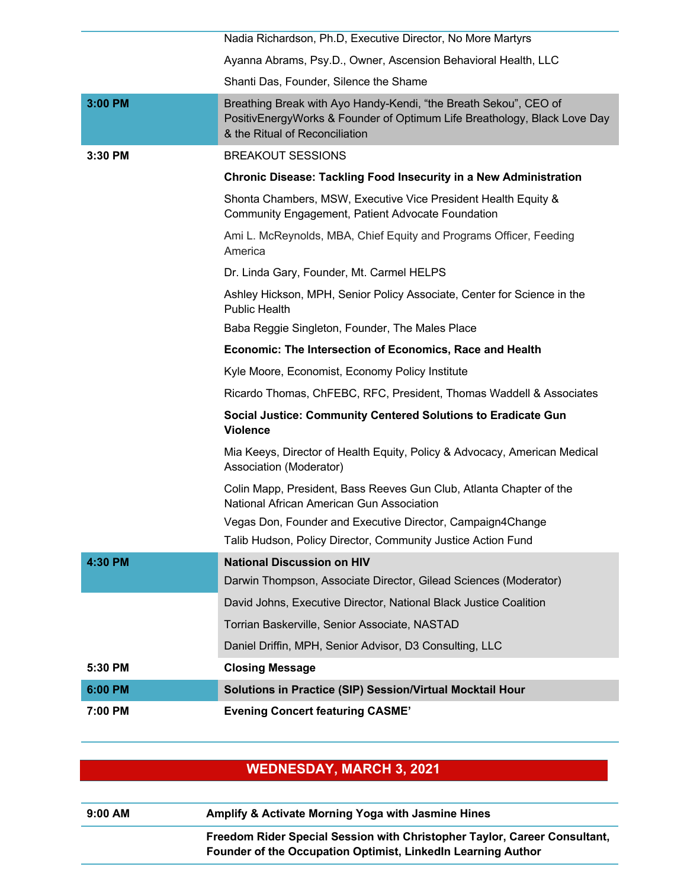| | |
|---|---|
| | Nadia Richardson, Ph.D, Executive Director, No More Martyrs |
| | Ayanna Abrams, Psy.D., Owner, Ascension Behavioral Health, LLC |
| | Shanti Das, Founder, Silence the Shame |
| **3:00 PM** | Breathing Break with Ayo Handy-Kendi, "the Breath Sekou", CEO of PositivEnergyWorks & Founder of Optimum Life Breathology, Black Love Day & the Ritual of Reconciliation |
| **3:30 PM** | BREAKOUT SESSIONS |
| | **Chronic Disease: Tackling Food Insecurity in a New Administration** |
| | Shonta Chambers, MSW, Executive Vice President Health Equity & Community Engagement, Patient Advocate Foundation |
| | Ami L. McReynolds, MBA, Chief Equity and Programs Officer, Feeding America |
| | Dr. Linda Gary, Founder, Mt. Carmel HELPS |
| | Ashley Hickson, MPH, Senior Policy Associate, Center for Science in the Public Health |
| | Baba Reggie Singleton, Founder, The Males Place |
| | **Economic: The Intersection of Economics, Race and Health** |
| | Kyle Moore, Economist, Economy Policy Institute |
| | Ricardo Thomas, ChFEBC, RFC, President, Thomas Waddell & Associates |
| | **Social Justice: Community Centered Solutions to Eradicate Gun Violence** |
| | Mia Keeys, Director of Health Equity, Policy & Advocacy, American Medical Association (Moderator) |
| | Colin Mapp, President, Bass Reeves Gun Club, Atlanta Chapter of the National African American Gun Association |
| | Vegas Don, Founder and Executive Director, Campaign4Change |
| | Talib Hudson, Policy Director, Community Justice Action Fund |
| **4:30 PM** | **National Discussion on HIV** |
| | Darwin Thompson, Associate Director, Gilead Sciences (Moderator) |
| | David Johns, Executive Director, National Black Justice Coalition |
| | Torrian Baskerville, Senior Associate, NASTAD |
| | Daniel Driffin, MPH, Senior Advisor, D3 Consulting, LLC |
| **5:30 PM** | **Closing Message** |
| **6:00 PM** | **Solutions in Practice (SIP) Session/Virtual Mocktail Hour** |
| **7:00 PM** | **Evening Concert featuring CASME'** |

## WEDNESDAY, MARCH 3, 2021

| | |
|---|---|
| **9:00 AM** | **Amplify & Activate Morning Yoga with Jasmine Hines** |
| | **Freedom Rider Special Session with Christopher Taylor, Career Consultant, Founder of the Occupation Optimist, LinkedIn Learning Author** |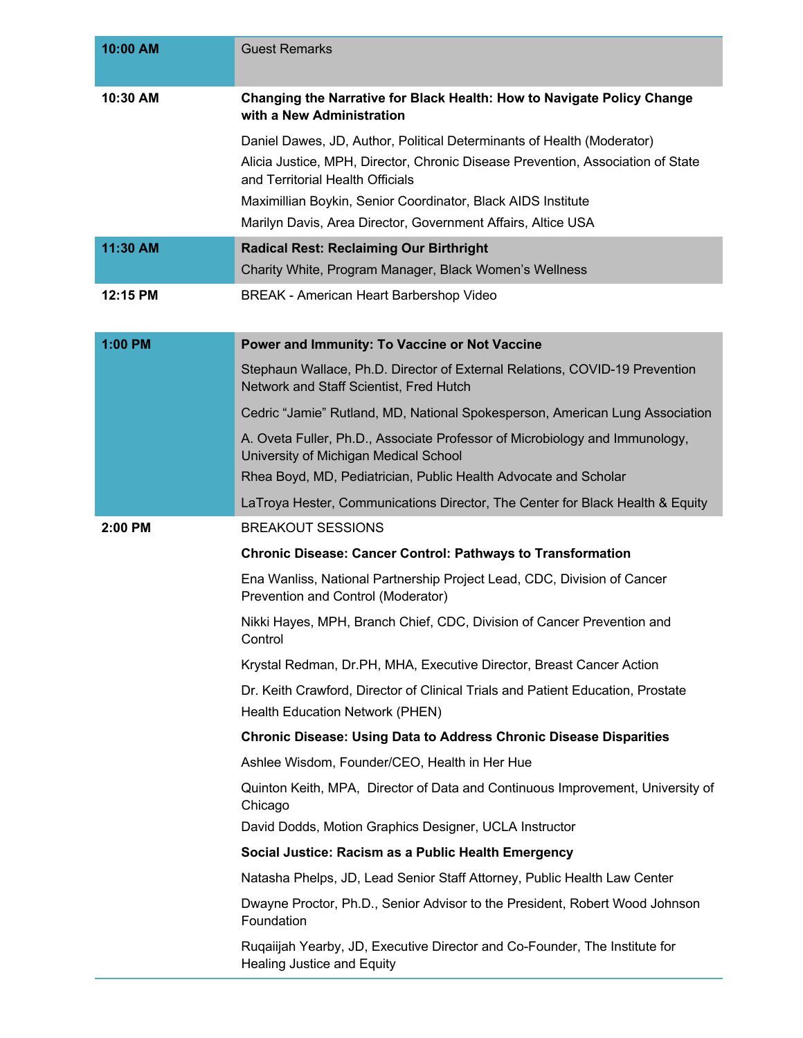| | |
|---|---|
| **10:00 AM** | Guest Remarks |
| **10:30 AM** | **Changing the Narrative for Black Health: How to Navigate Policy Change with a New Administration**<br>Daniel Dawes, JD, Author, Political Determinants of Health (Moderator)<br>Alicia Justice, MPH, Director, Chronic Disease Prevention, Association of State and Territorial Health Officials<br>Maximillian Boykin, Senior Coordinator, Black AIDS Institute<br>Marilyn Davis, Area Director, Government Affairs, Altice USA |
| **11:30 AM** | **Radical Rest: Reclaiming Our Birthright**<br>Charity White, Program Manager, Black Women's Wellness |
| **12:15 PM** | BREAK - American Heart Barbershop Video |
| **1:00 PM** | **Power and Immunity: To Vaccine or Not Vaccine**<br>Stephaun Wallace, Ph.D. Director of External Relations, COVID-19 Prevention Network and Staff Scientist, Fred Hutch<br>Cedric "Jamie" Rutland, MD, National Spokesperson, American Lung Association<br>A. Oveta Fuller, Ph.D., Associate Professor of Microbiology and Immunology, University of Michigan Medical School<br>Rhea Boyd, MD, Pediatrician, Public Health Advocate and Scholar<br>LaTroya Hester, Communications Director, The Center for Black Health & Equity |
| **2:00 PM** | BREAKOUT SESSIONS<br>**Chronic Disease: Cancer Control: Pathways to Transformation**<br>Ena Wanliss, National Partnership Project Lead, CDC, Division of Cancer Prevention and Control (Moderator)<br>Nikki Hayes, MPH, Branch Chief, CDC, Division of Cancer Prevention and Control<br>Krystal Redman, Dr.PH, MHA, Executive Director, Breast Cancer Action<br>Dr. Keith Crawford, Director of Clinical Trials and Patient Education, Prostate Health Education Network (PHEN)<br>**Chronic Disease: Using Data to Address Chronic Disease Disparities**<br>Ashlee Wisdom, Founder/CEO, Health in Her Hue<br>Quinton Keith, MPA, Director of Data and Continuous Improvement, University of Chicago<br>David Dodds, Motion Graphics Designer, UCLA Instructor<br>**Social Justice: Racism as a Public Health Emergency**<br>Natasha Phelps, JD, Lead Senior Staff Attorney, Public Health Law Center<br>Dwayne Proctor, Ph.D., Senior Advisor to the President, Robert Wood Johnson Foundation<br>Ruqaiijah Yearby, JD, Executive Director and Co-Founder, The Institute for Healing Justice and Equity |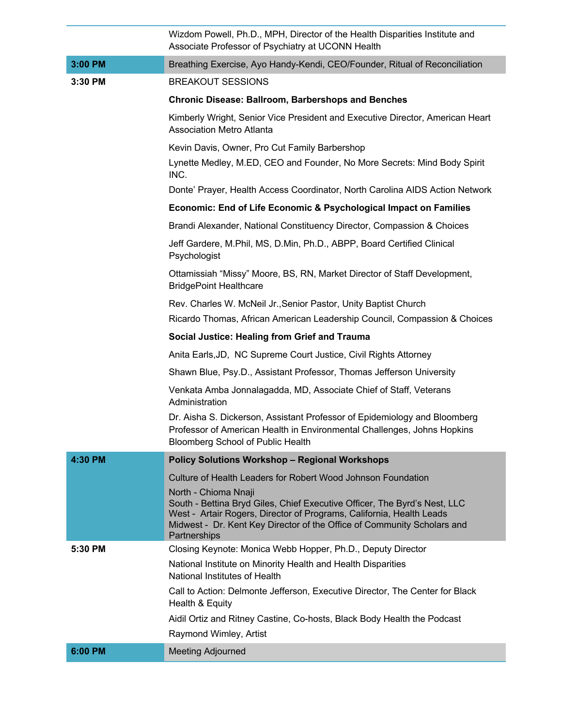| | |
|---|---|
| | Wizdom Powell, Ph.D., MPH, Director of the Health Disparities Institute and Associate Professor of Psychiatry at UCONN Health |
| **3:00 PM** | Breathing Exercise, Ayo Handy-Kendi, CEO/Founder, Ritual of Reconciliation |
| **3:30 PM** | BREAKOUT SESSIONS<br><br>**Chronic Disease: Ballroom, Barbershops and Benches**<br><br>Kimberly Wright, Senior Vice President and Executive Director, American Heart Association Metro Atlanta<br><br>Kevin Davis, Owner, Pro Cut Family Barbershop<br><br>Lynette Medley, M.ED, CEO and Founder, No More Secrets: Mind Body Spirit INC.<br><br>Donte' Prayer, Health Access Coordinator, North Carolina AIDS Action Network<br><br>**Economic: End of Life Economic & Psychological Impact on Families**<br><br>Brandi Alexander, National Constituency Director, Compassion & Choices<br><br>Jeff Gardere, M.Phil, MS, D.Min, Ph.D., ABPP, Board Certified Clinical Psychologist<br><br>Ottamissiah "Missy" Moore, BS, RN, Market Director of Staff Development, BridgePoint Healthcare<br><br>Rev. Charles W. McNeil Jr.,Senior Pastor, Unity Baptist Church<br><br>Ricardo Thomas, African American Leadership Council, Compassion & Choices<br><br>**Social Justice: Healing from Grief and Trauma**<br><br>Anita Earls,JD, NC Supreme Court Justice, Civil Rights Attorney<br><br>Shawn Blue, Psy.D., Assistant Professor, Thomas Jefferson University<br><br>Venkata Amba Jonnalagadda, MD, Associate Chief of Staff, Veterans Administration<br><br>Dr. Aisha S. Dickerson, Assistant Professor of Epidemiology and Bloomberg Professor of American Health in Environmental Challenges, Johns Hopkins Bloomberg School of Public Health |
| **4:30 PM** | **Policy Solutions Workshop – Regional Workshops**<br><br>Culture of Health Leaders for Robert Wood Johnson Foundation<br><br>North - Chioma Nnaji<br>South - Bettina Bryd Giles, Chief Executive Officer, The Byrd's Nest, LLC<br>West - Artair Rogers, Director of Programs, California, Health Leads<br>Midwest - Dr. Kent Key Director of the Office of Community Scholars and Partnerships |
| **5:30 PM** | Closing Keynote: Monica Webb Hopper, Ph.D., Deputy Director<br><br>National Institute on Minority Health and Health Disparities<br>National Institutes of Health<br><br>Call to Action: Delmonte Jefferson, Executive Director, The Center for Black Health & Equity<br><br>Aidil Ortiz and Ritney Castine, Co-hosts, Black Body Health the Podcast<br><br>Raymond Wimley, Artist |
| **6:00 PM** | Meeting Adjourned |